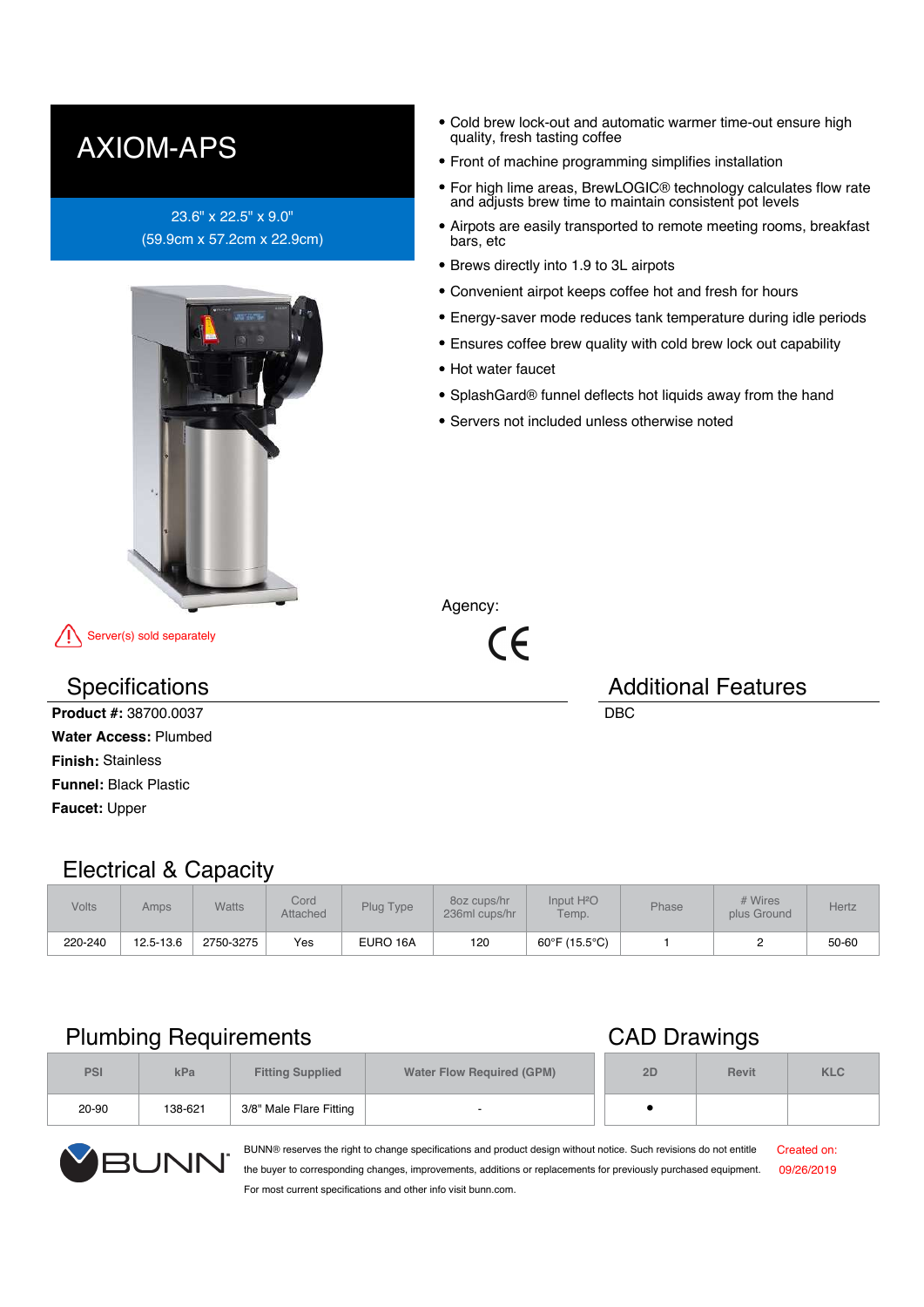# AXIOM-APS

23.6" x 22.5" x 9.0"
(59.9cm x 57.2cm x 22.9cm)

Server(s) sold separately

- Cold brew lock-out and automatic warmer time-out ensure high quality, fresh tasting coffee
- Front of machine programming simplifies installation
- For high lime areas, BrewLOGIC® technology calculates flow rate and adjusts brew time to maintain consistent pot levels
- Airpots are easily transported to remote meeting rooms, breakfast bars, etc
- Brews directly into 1.9 to 3L airpots
- Convenient airpot keeps coffee hot and fresh for hours
- Energy-saver mode reduces tank temperature during idle periods
- Ensures coffee brew quality with cold brew lock out capability
- Hot water faucet
- SplashGard® funnel deflects hot liquids away from the hand
- Servers not included unless otherwise noted

Agency:

CE

## Specifications

**Product #:** 38700.0037
**Water Access:** Plumbed
**Finish:** Stainless
**Funnel:** Black Plastic
**Faucet:** Upper

## Additional Features

DBC

## Electrical & Capacity

| Volts | Amps | Watts | Cord Attached | Plug Type | 8oz cups/hr 236ml cups/hr | Input H²O Temp. | Phase | # Wires plus Ground | Hertz |
|---|---|---|---|---|---|---|---|---|---|
| 220-240 | 12.5-13.6 | 2750-3275 | Yes | EURO 16A | 120 | 60°F (15.5°C) | 1 | 2 | 50-60 |

## Plumbing Requirements

| PSI | kPa | Fitting Supplied | Water Flow Required (GPM) |
|---|---|---|---|
| 20-90 | 138-621 | 3/8" Male Flare Fitting | - |

## CAD Drawings

| 2D | Revit | KLC |
|---|---|---|
| • | | |

BUNN

BUNN® reserves the right to change specifications and product design without notice. Such revisions do not entitle the buyer to corresponding changes, improvements, additions or replacements for previously purchased equipment. For most current specifications and other info visit bunn.com.

Created on: 09/26/2019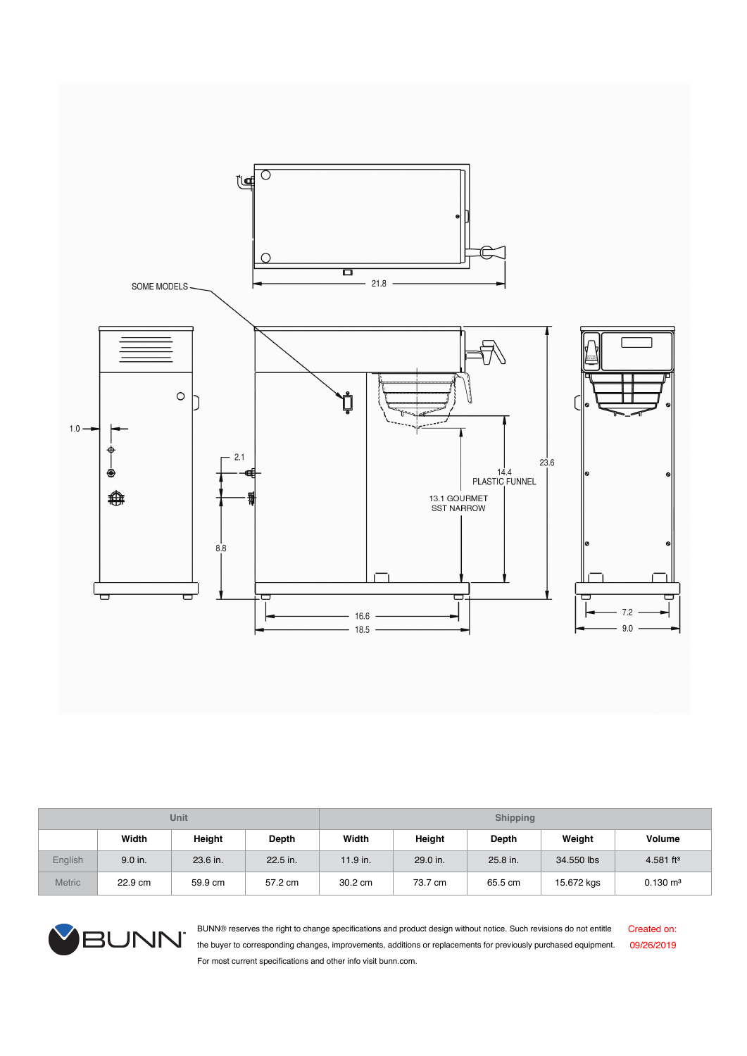SOME MODELS

21.8

1.0

2.1

14.4
PLASTIC FUNNEL

23.6

13.1 GOURMET
SST NARROW

8.8

16.6

18.5

7.2

9.0

| | Unit | | | Shipping | | | | |
|---|---|---|---|---|---|---|---|---|
| | Width | Height | Depth | Width | Height | Depth | Weight | Volume |
| English | 9.0 in. | 23.6 in. | 22.5 in. | 11.9 in. | 29.0 in. | 25.8 in. | 34.550 lbs | 4.581 ft³ |
| Metric | 22.9 cm | 59.9 cm | 57.2 cm | 30.2 cm | 73.7 cm | 65.5 cm | 15.672 kgs | 0.130 m³ |

BUNN® reserves the right to change specifications and product design without notice. Such revisions do not entitle the buyer to corresponding changes, improvements, additions or replacements for previously purchased equipment. For most current specifications and other info visit bunn.com.

Created on: 09/26/2019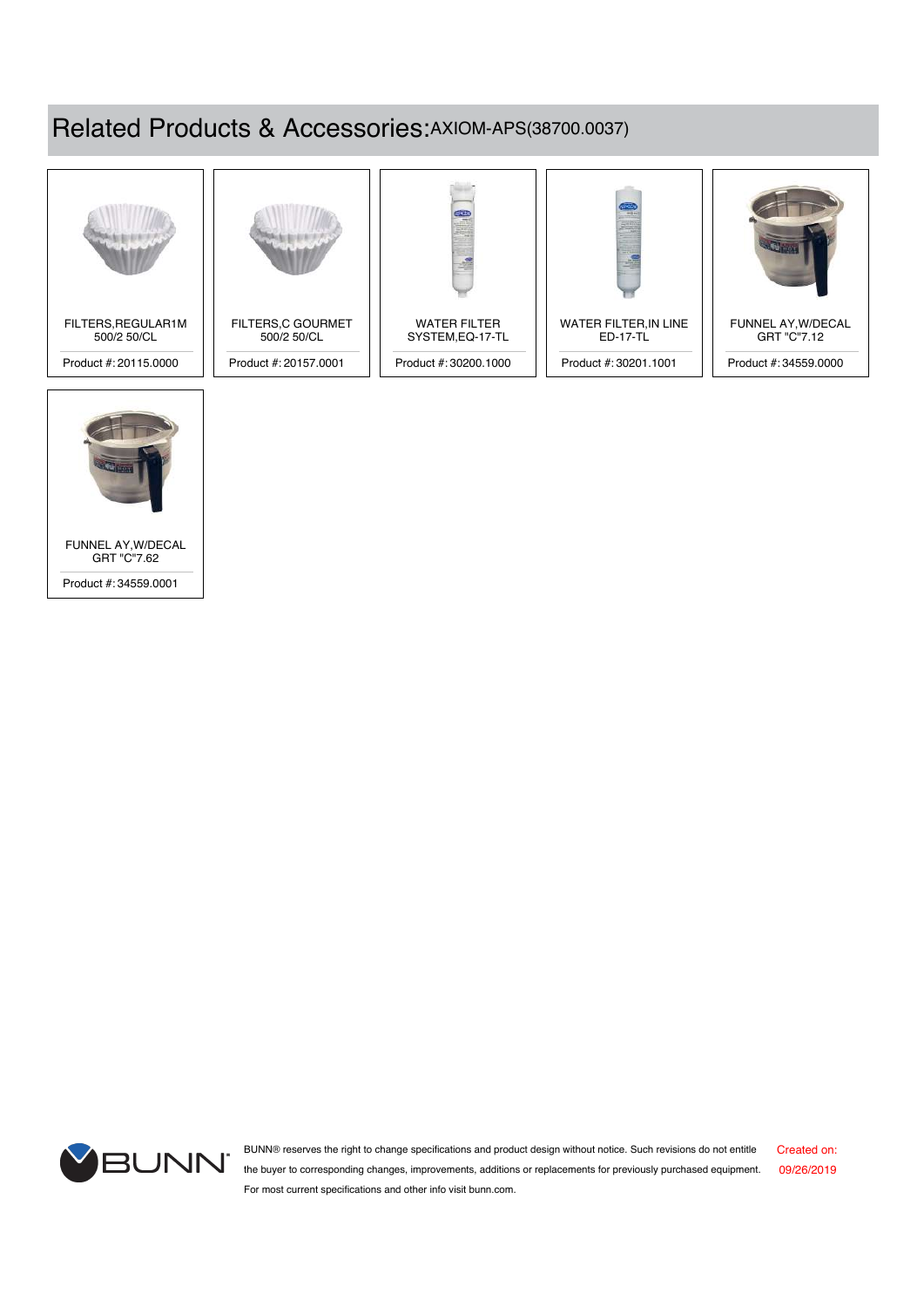# Related Products & Accessories: AXIOM-APS(38700.0037)

| Product Name | Product # |
| --- | --- |
| FILTERS,REGULAR1M 500/2 50/CL | 20115.0000 |
| FILTERS,C GOURMET 500/2 50/CL | 20157.0001 |
| WATER FILTER SYSTEM,EQ-17-TL | 30200.1000 |
| WATER FILTER,IN LINE ED-17-TL | 30201.1001 |
| FUNNEL AY,W/DECAL GRT "C"7.12 | 34559.0000 |
| FUNNEL AY,W/DECAL GRT "C"7.62 | 34559.0001 |

BUNN® reserves the right to change specifications and product design without notice. Such revisions do not entitle the buyer to corresponding changes, improvements, additions or replacements for previously purchased equipment. For most current specifications and other info visit bunn.com.

Created on: 09/26/2019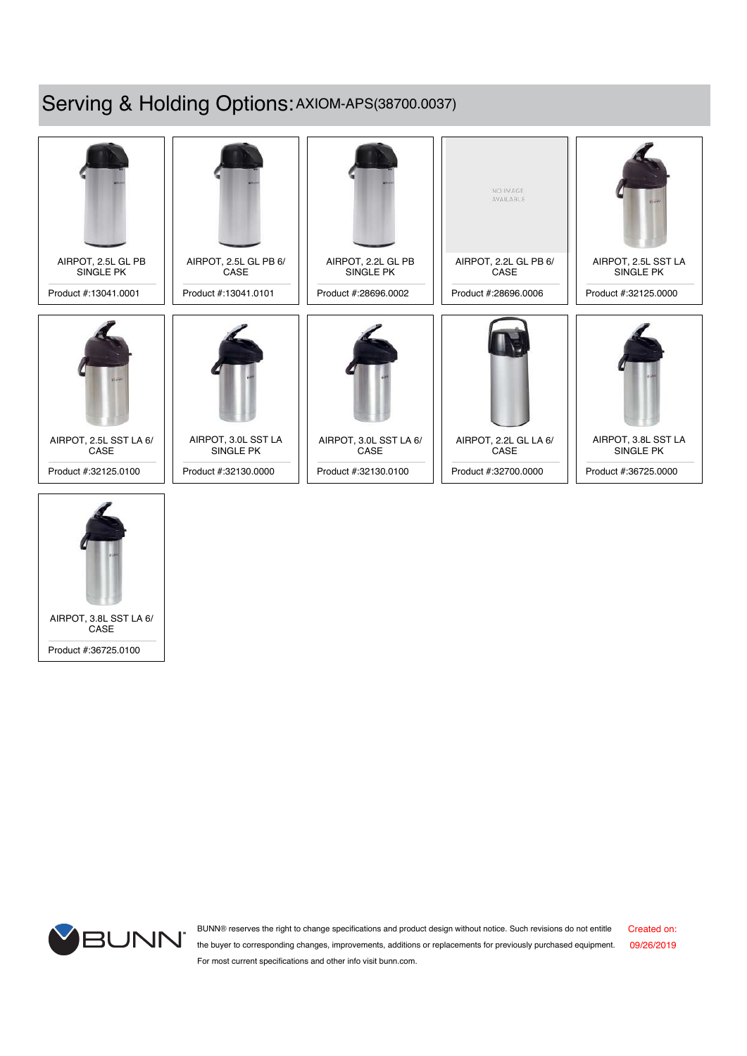# Serving & Holding Options: AXIOM-APS(38700.0037)

AIRPOT, 2.5L GL PB SINGLE PK

Product #:13041.0001

AIRPOT, 2.5L GL PB 6/ CASE

Product #:13041.0101

AIRPOT, 2.2L GL PB SINGLE PK

Product #:28696.0002

NO IMAGE AVAILABLE

AIRPOT, 2.2L GL PB 6/ CASE

Product #:28696.0006

AIRPOT, 2.5L SST LA SINGLE PK

Product #:32125.0000

AIRPOT, 2.5L SST LA 6/ CASE

Product #:32125.0100

AIRPOT, 3.0L SST LA SINGLE PK

Product #:32130.0000

AIRPOT, 3.0L SST LA 6/ CASE

Product #:32130.0100

AIRPOT, 2.2L GL LA 6/ CASE

Product #:32700.0000

AIRPOT, 3.8L SST LA SINGLE PK

Product #:36725.0000

AIRPOT, 3.8L SST LA 6/ CASE

Product #:36725.0100

BUNN® reserves the right to change specifications and product design without notice. Such revisions do not entitle the buyer to corresponding changes, improvements, additions or replacements for previously purchased equipment. For most current specifications and other info visit bunn.com.

Created on: 09/26/2019